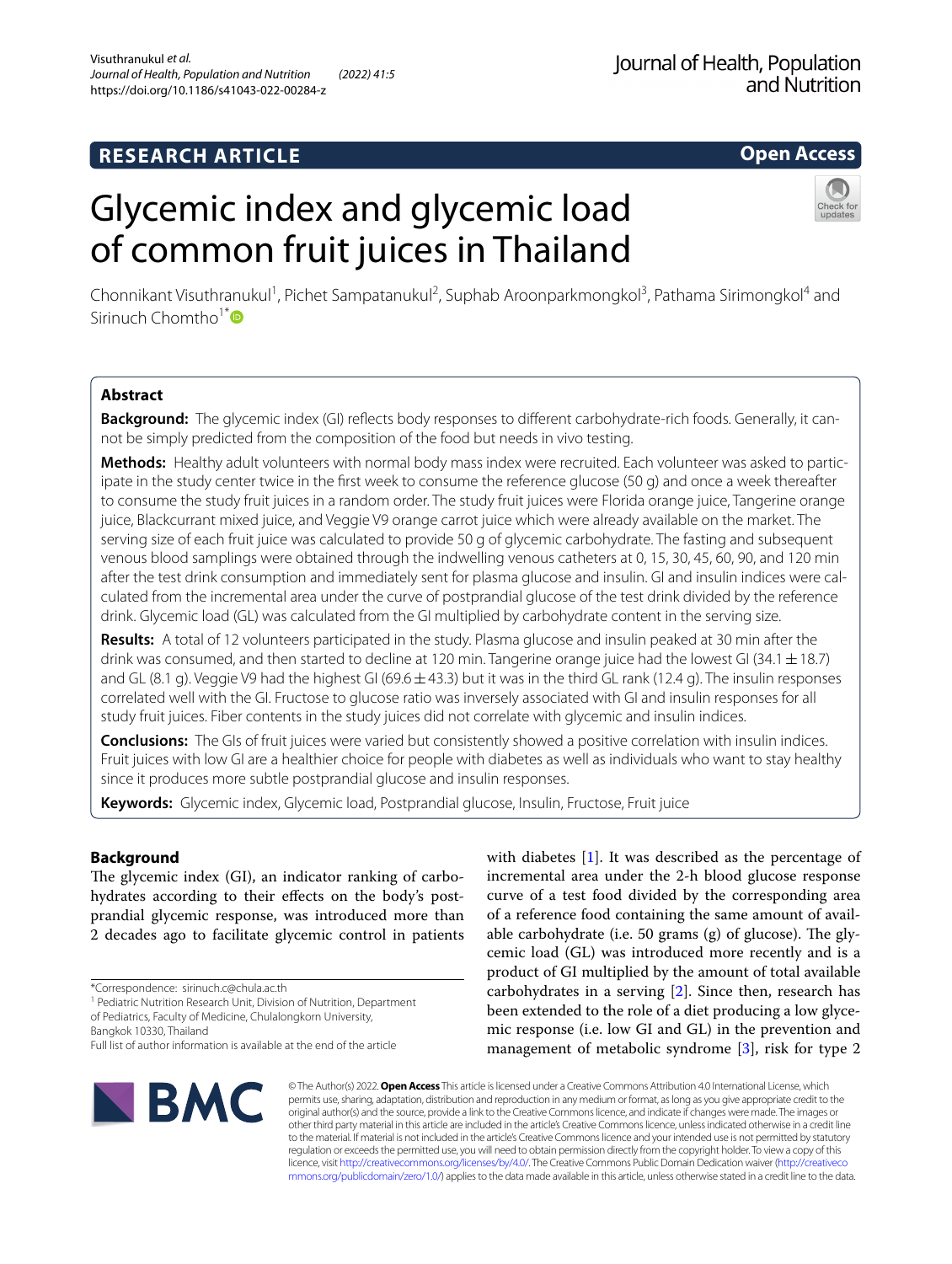RESEARCH ARTICLE

Open Access

# Glycemic index and glycemic load of common fruit juices in Thailand

Chonnikant Visuthranukul[1], Pichet Sampatanukul[2], Suphab Aroonparkmongkol[3], Pathama Sirimongkol[4] and Sirinuch Chomtho[1*]

## Abstract

**Background:** The glycemic index (GI) reflects body responses to different carbohydrate-rich foods. Generally, it cannot be simply predicted from the composition of the food but needs in vivo testing.

**Methods:** Healthy adult volunteers with normal body mass index were recruited. Each volunteer was asked to participate in the study center twice in the first week to consume the reference glucose (50 g) and once a week thereafter to consume the study fruit juices in a random order. The study fruit juices were Florida orange juice, Tangerine orange juice, Blackcurrant mixed juice, and Veggie V9 orange carrot juice which were already available on the market. The serving size of each fruit juice was calculated to provide 50 g of glycemic carbohydrate. The fasting and subsequent venous blood samplings were obtained through the indwelling venous catheters at 0, 15, 30, 45, 60, 90, and 120 min after the test drink consumption and immediately sent for plasma glucose and insulin. GI and insulin indices were calculated from the incremental area under the curve of postprandial glucose of the test drink divided by the reference drink. Glycemic load (GL) was calculated from the GI multiplied by carbohydrate content in the serving size.

**Results:** A total of 12 volunteers participated in the study. Plasma glucose and insulin peaked at 30 min after the drink was consumed, and then started to decline at 120 min. Tangerine orange juice had the lowest GI (34.1 ± 18.7) and GL (8.1 g). Veggie V9 had the highest GI (69.6 ± 43.3) but it was in the third GL rank (12.4 g). The insulin responses correlated well with the GI. Fructose to glucose ratio was inversely associated with GI and insulin responses for all study fruit juices. Fiber contents in the study juices did not correlate with glycemic and insulin indices.

**Conclusions:** The GIs of fruit juices were varied but consistently showed a positive correlation with insulin indices. Fruit juices with low GI are a healthier choice for people with diabetes as well as individuals who want to stay healthy since it produces more subtle postprandial glucose and insulin responses.

**Keywords:** Glycemic index, Glycemic load, Postprandial glucose, Insulin, Fructose, Fruit juice

## Background

The glycemic index (GI), an indicator ranking of carbohydrates according to their effects on the body's postprandial glycemic response, was introduced more than 2 decades ago to facilitate glycemic control in patients with diabetes [1]. It was described as the percentage of incremental area under the 2-h blood glucose response curve of a test food divided by the corresponding area of a reference food containing the same amount of available carbohydrate (i.e. 50 grams (g) of glucose). The glycemic load (GL) was introduced more recently and is a product of GI multiplied by the amount of total available carbohydrates in a serving [2]. Since then, research has been extended to the role of a diet producing a low glycemic response (i.e. low GI and GL) in the prevention and management of metabolic syndrome [3], risk for type 2

*Correspondence: sirinuch.c@chula.ac.th
[1] Pediatric Nutrition Research Unit, Division of Nutrition, Department of Pediatrics, Faculty of Medicine, Chulalongkorn University, Bangkok 10330, Thailand
Full list of author information is available at the end of the article

© The Author(s) 2022. **Open Access** This article is licensed under a Creative Commons Attribution 4.0 International License, which permits use, sharing, adaptation, distribution and reproduction in any medium or format, as long as you give appropriate credit to the original author(s) and the source, provide a link to the Creative Commons licence, and indicate if changes were made. The images or other third party material in this article are included in the article's Creative Commons licence, unless indicated otherwise in a credit line to the material. If material is not included in the article's Creative Commons licence and your intended use is not permitted by statutory regulation or exceeds the permitted use, you will need to obtain permission directly from the copyright holder. To view a copy of this licence, visit http://creativecommons.org/licenses/by/4.0/. The Creative Commons Public Domain Dedication waiver (http://creativecommons.org/publicdomain/zero/1.0/) applies to the data made available in this article, unless otherwise stated in a credit line to the data.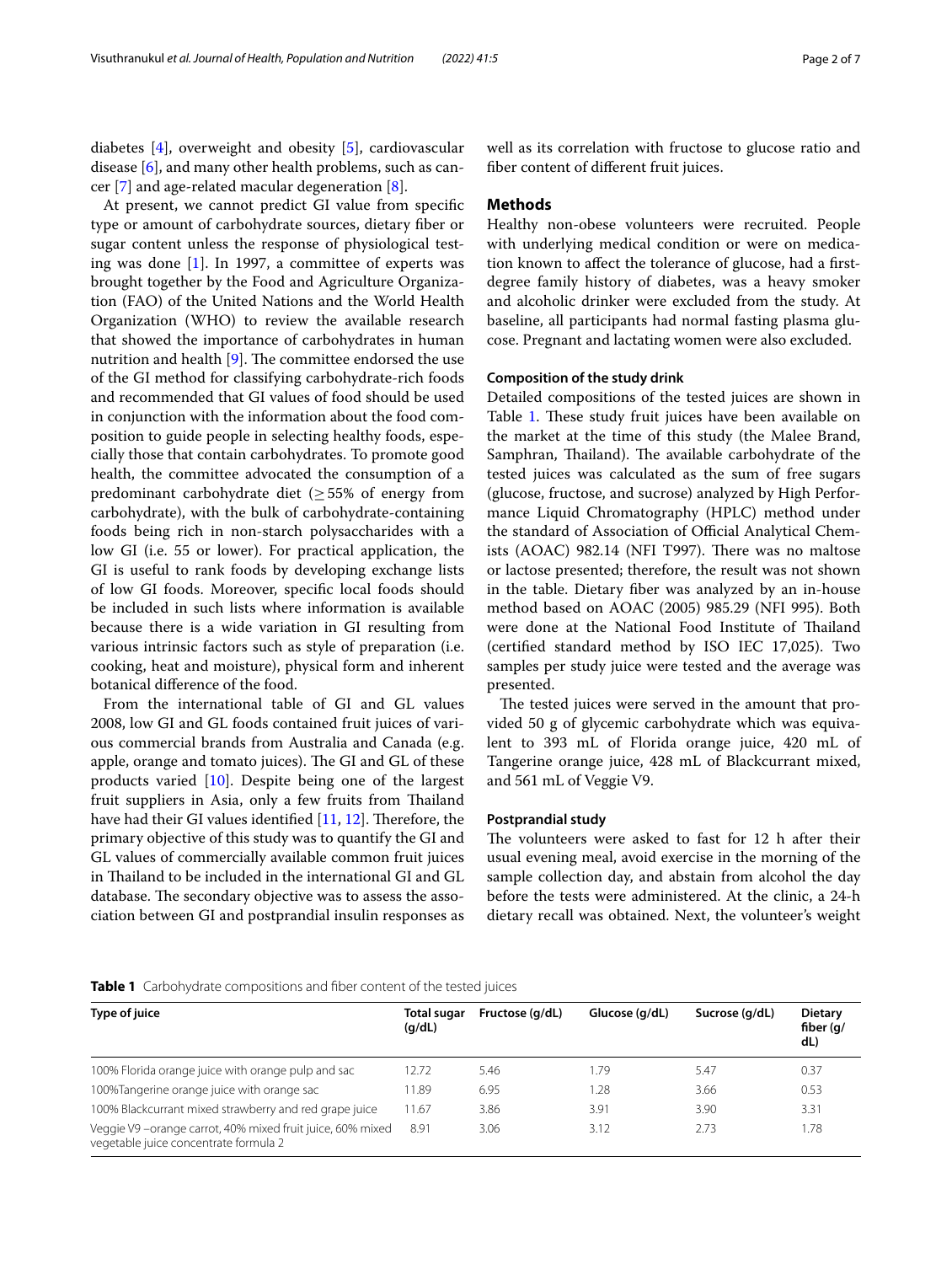diabetes [4], overweight and obesity [5], cardiovascular disease [6], and many other health problems, such as cancer [7] and age-related macular degeneration [8].

At present, we cannot predict GI value from specific type or amount of carbohydrate sources, dietary fiber or sugar content unless the response of physiological testing was done [1]. In 1997, a committee of experts was brought together by the Food and Agriculture Organization (FAO) of the United Nations and the World Health Organization (WHO) to review the available research that showed the importance of carbohydrates in human nutrition and health [9]. The committee endorsed the use of the GI method for classifying carbohydrate-rich foods and recommended that GI values of food should be used in conjunction with the information about the food composition to guide people in selecting healthy foods, especially those that contain carbohydrates. To promote good health, the committee advocated the consumption of a predominant carbohydrate diet ($\geq$55% of energy from carbohydrate), with the bulk of carbohydrate-containing foods being rich in non-starch polysaccharides with a low GI (i.e. 55 or lower). For practical application, the GI is useful to rank foods by developing exchange lists of low GI foods. Moreover, specific local foods should be included in such lists where information is available because there is a wide variation in GI resulting from various intrinsic factors such as style of preparation (i.e. cooking, heat and moisture), physical form and inherent botanical difference of the food.

From the international table of GI and GL values 2008, low GI and GL foods contained fruit juices of various commercial brands from Australia and Canada (e.g. apple, orange and tomato juices). The GI and GL of these products varied [10]. Despite being one of the largest fruit suppliers in Asia, only a few fruits from Thailand have had their GI values identified [11, 12]. Therefore, the primary objective of this study was to quantify the GI and GL values of commercially available common fruit juices in Thailand to be included in the international GI and GL database. The secondary objective was to assess the association between GI and postprandial insulin responses as well as its correlation with fructose to glucose ratio and fiber content of different fruit juices.

## Methods

Healthy non-obese volunteers were recruited. People with underlying medical condition or were on medication known to affect the tolerance of glucose, had a first-degree family history of diabetes, was a heavy smoker and alcoholic drinker were excluded from the study. At baseline, all participants had normal fasting plasma glucose. Pregnant and lactating women were also excluded.

### Composition of the study drink

Detailed compositions of the tested juices are shown in Table 1. These study fruit juices have been available on the market at the time of this study (the Malee Brand, Samphran, Thailand). The available carbohydrate of the tested juices was calculated as the sum of free sugars (glucose, fructose, and sucrose) analyzed by High Performance Liquid Chromatography (HPLC) method under the standard of Association of Official Analytical Chemists (AOAC) 982.14 (NFI T997). There was no maltose or lactose presented; therefore, the result was not shown in the table. Dietary fiber was analyzed by an in-house method based on AOAC (2005) 985.29 (NFI 995). Both were done at the National Food Institute of Thailand (certified standard method by ISO IEC 17,025). Two samples per study juice were tested and the average was presented.

The tested juices were served in the amount that provided 50 g of glycemic carbohydrate which was equivalent to 393 mL of Florida orange juice, 420 mL of Tangerine orange juice, 428 mL of Blackcurrant mixed, and 561 mL of Veggie V9.

### Postprandial study

The volunteers were asked to fast for 12 h after their usual evening meal, avoid exercise in the morning of the sample collection day, and abstain from alcohol the day before the tests were administered. At the clinic, a 24-h dietary recall was obtained. Next, the volunteer's weight

**Table 1** Carbohydrate compositions and fiber content of the tested juices

| Type of juice | Total sugar (g/dL) | Fructose (g/dL) | Glucose (g/dL) | Sucrose (g/dL) | Dietary fiber (g/dL) |
|---|---|---|---|---|---|
| 100% Florida orange juice with orange pulp and sac | 12.72 | 5.46 | 1.79 | 5.47 | 0.37 |
| 100%Tangerine orange juice with orange sac | 11.89 | 6.95 | 1.28 | 3.66 | 0.53 |
| 100% Blackcurrant mixed strawberry and red grape juice | 11.67 | 3.86 | 3.91 | 3.90 | 3.31 |
| Veggie V9 –orange carrot, 40% mixed fruit juice, 60% mixed vegetable juice concentrate formula 2 | 8.91 | 3.06 | 3.12 | 2.73 | 1.78 |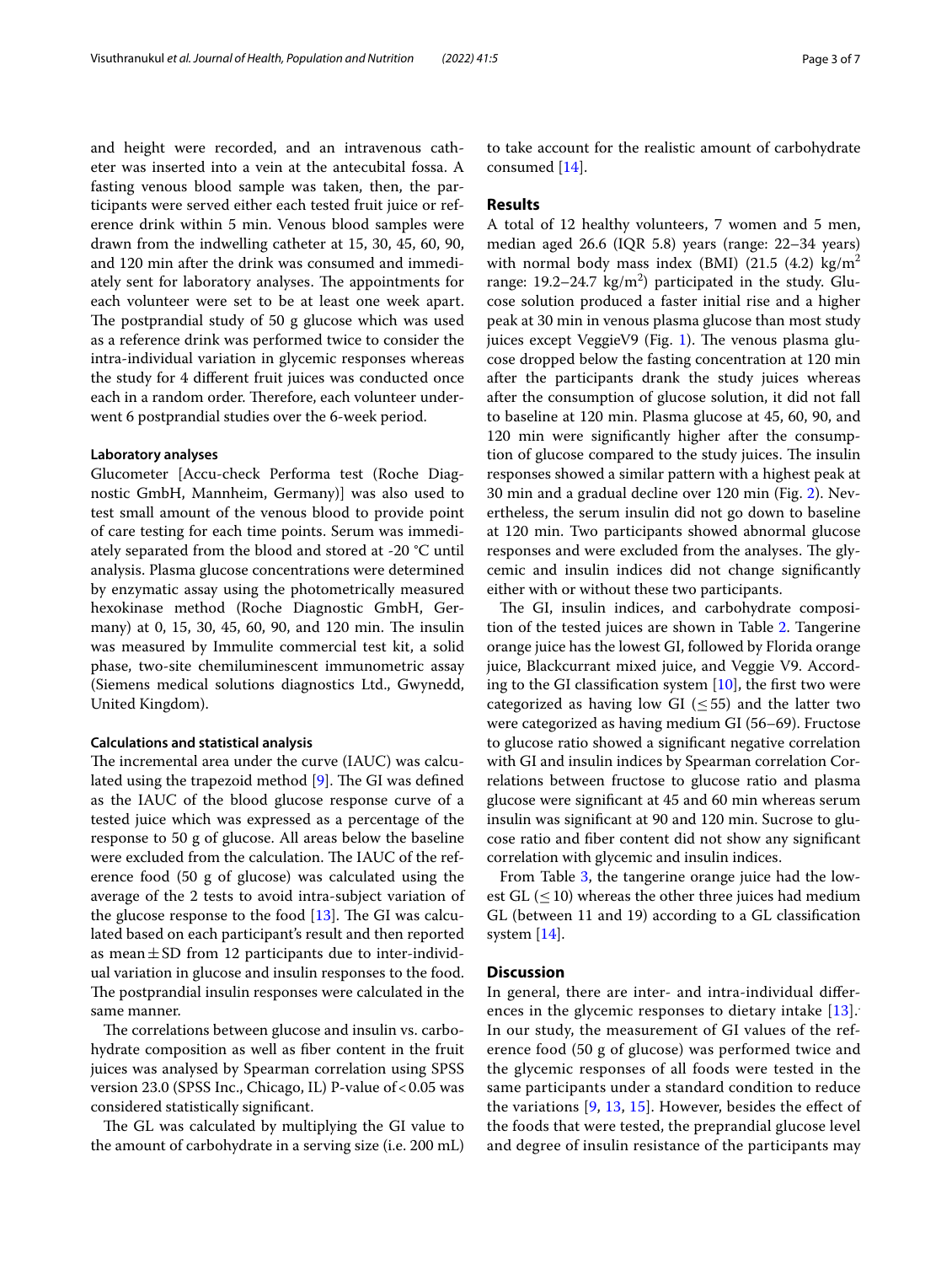and height were recorded, and an intravenous catheter was inserted into a vein at the antecubital fossa. A fasting venous blood sample was taken, then, the participants were served either each tested fruit juice or reference drink within 5 min. Venous blood samples were drawn from the indwelling catheter at 15, 30, 45, 60, 90, and 120 min after the drink was consumed and immediately sent for laboratory analyses. The appointments for each volunteer were set to be at least one week apart. The postprandial study of 50 g glucose which was used as a reference drink was performed twice to consider the intra-individual variation in glycemic responses whereas the study for 4 different fruit juices was conducted once each in a random order. Therefore, each volunteer underwent 6 postprandial studies over the 6-week period.

### Laboratory analyses

Glucometer [Accu-check Performa test (Roche Diagnostic GmbH, Mannheim, Germany)] was also used to test small amount of the venous blood to provide point of care testing for each time points. Serum was immediately separated from the blood and stored at -20 °C until analysis. Plasma glucose concentrations were determined by enzymatic assay using the photometrically measured hexokinase method (Roche Diagnostic GmbH, Germany) at 0, 15, 30, 45, 60, 90, and 120 min. The insulin was measured by Immulite commercial test kit, a solid phase, two-site chemiluminescent immunometric assay (Siemens medical solutions diagnostics Ltd., Gwynedd, United Kingdom).

### Calculations and statistical analysis

The incremental area under the curve (IAUC) was calculated using the trapezoid method [9]. The GI was defined as the IAUC of the blood glucose response curve of a tested juice which was expressed as a percentage of the response to 50 g of glucose. All areas below the baseline were excluded from the calculation. The IAUC of the reference food (50 g of glucose) was calculated using the average of the 2 tests to avoid intra-subject variation of the glucose response to the food [13]. The GI was calculated based on each participant's result and then reported as mean ± SD from 12 participants due to inter-individual variation in glucose and insulin responses to the food. The postprandial insulin responses were calculated in the same manner.

The correlations between glucose and insulin vs. carbohydrate composition as well as fiber content in the fruit juices was analysed by Spearman correlation using SPSS version 23.0 (SPSS Inc., Chicago, IL) P-value of < 0.05 was considered statistically significant.

The GL was calculated by multiplying the GI value to the amount of carbohydrate in a serving size (i.e. 200 mL) to take account for the realistic amount of carbohydrate consumed [14].

## Results

A total of 12 healthy volunteers, 7 women and 5 men, median aged 26.6 (IQR 5.8) years (range: 22–34 years) with normal body mass index (BMI) (21.5 (4.2) kg/m$^2$ range: 19.2–24.7 kg/m$^2$) participated in the study. Glucose solution produced a faster initial rise and a higher peak at 30 min in venous plasma glucose than most study juices except VeggieV9 (Fig. 1). The venous plasma glucose dropped below the fasting concentration at 120 min after the participants drank the study juices whereas after the consumption of glucose solution, it did not fall to baseline at 120 min. Plasma glucose at 45, 60, 90, and 120 min were significantly higher after the consumption of glucose compared to the study juices. The insulin responses showed a similar pattern with a highest peak at 30 min and a gradual decline over 120 min (Fig. 2). Nevertheless, the serum insulin did not go down to baseline at 120 min. Two participants showed abnormal glucose responses and were excluded from the analyses. The glycemic and insulin indices did not change significantly either with or without these two participants.

The GI, insulin indices, and carbohydrate composition of the tested juices are shown in Table 2. Tangerine orange juice has the lowest GI, followed by Florida orange juice, Blackcurrant mixed juice, and Veggie V9. According to the GI classification system [10], the first two were categorized as having low GI (≤ 55) and the latter two were categorized as having medium GI (56–69). Fructose to glucose ratio showed a significant negative correlation with GI and insulin indices by Spearman correlation Correlations between fructose to glucose ratio and plasma glucose were significant at 45 and 60 min whereas serum insulin was significant at 90 and 120 min. Sucrose to glucose ratio and fiber content did not show any significant correlation with glycemic and insulin indices.

From Table 3, the tangerine orange juice had the lowest GL (≤ 10) whereas the other three juices had medium GL (between 11 and 19) according to a GL classification system [14].

## Discussion

In general, there are inter- and intra-individual differences in the glycemic responses to dietary intake [13]. In our study, the measurement of GI values of the reference food (50 g of glucose) was performed twice and the glycemic responses of all foods were tested in the same participants under a standard condition to reduce the variations [9, 13, 15]. However, besides the effect of the foods that were tested, the preprandial glucose level and degree of insulin resistance of the participants may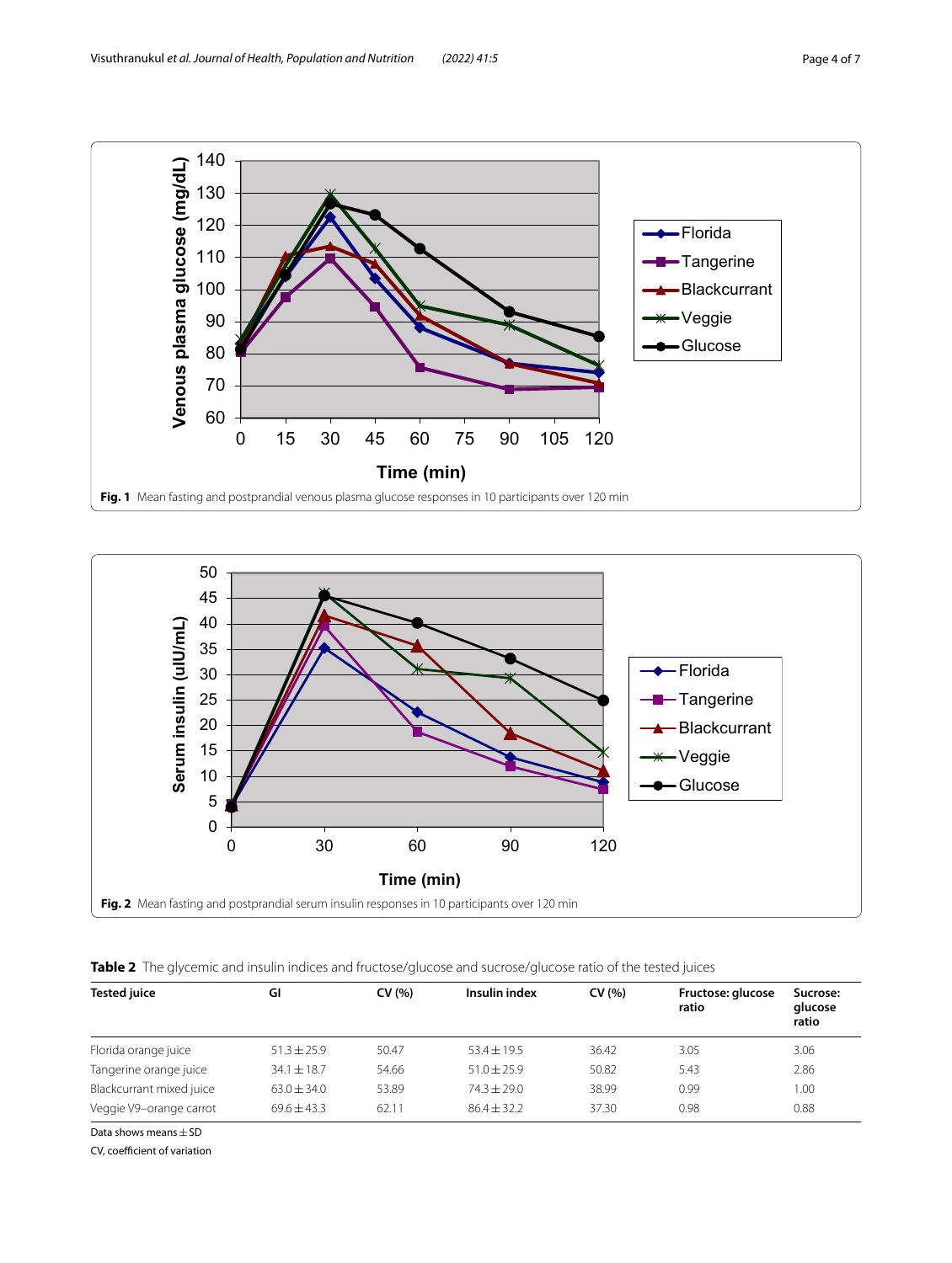Fig. 1 Mean fasting and postprandial venous plasma glucose responses in 10 participants over 120 min

Fig. 2 Mean fasting and postprandial serum insulin responses in 10 participants over 120 min

**Table 2** The glycemic and insulin indices and fructose/glucose and sucrose/glucose ratio of the tested juices

| Tested juice | GI | CV (%) | Insulin index | CV (%) | Fructose: glucose ratio | Sucrose: glucose ratio |
|---|---|---|---|---|---|---|
| Florida orange juice | 51.3 ± 25.9 | 50.47 | 53.4 ± 19.5 | 36.42 | 3.05 | 3.06 |
| Tangerine orange juice | 34.1 ± 18.7 | 54.66 | 51.0 ± 25.9 | 50.82 | 5.43 | 2.86 |
| Blackcurrant mixed juice | 63.0 ± 34.0 | 53.89 | 74.3 ± 29.0 | 38.99 | 0.99 | 1.00 |
| Veggie V9–orange carrot | 69.6 ± 43.3 | 62.11 | 86.4 ± 32.2 | 37.30 | 0.98 | 0.88 |

Data shows means ± SD

CV, coefficient of variation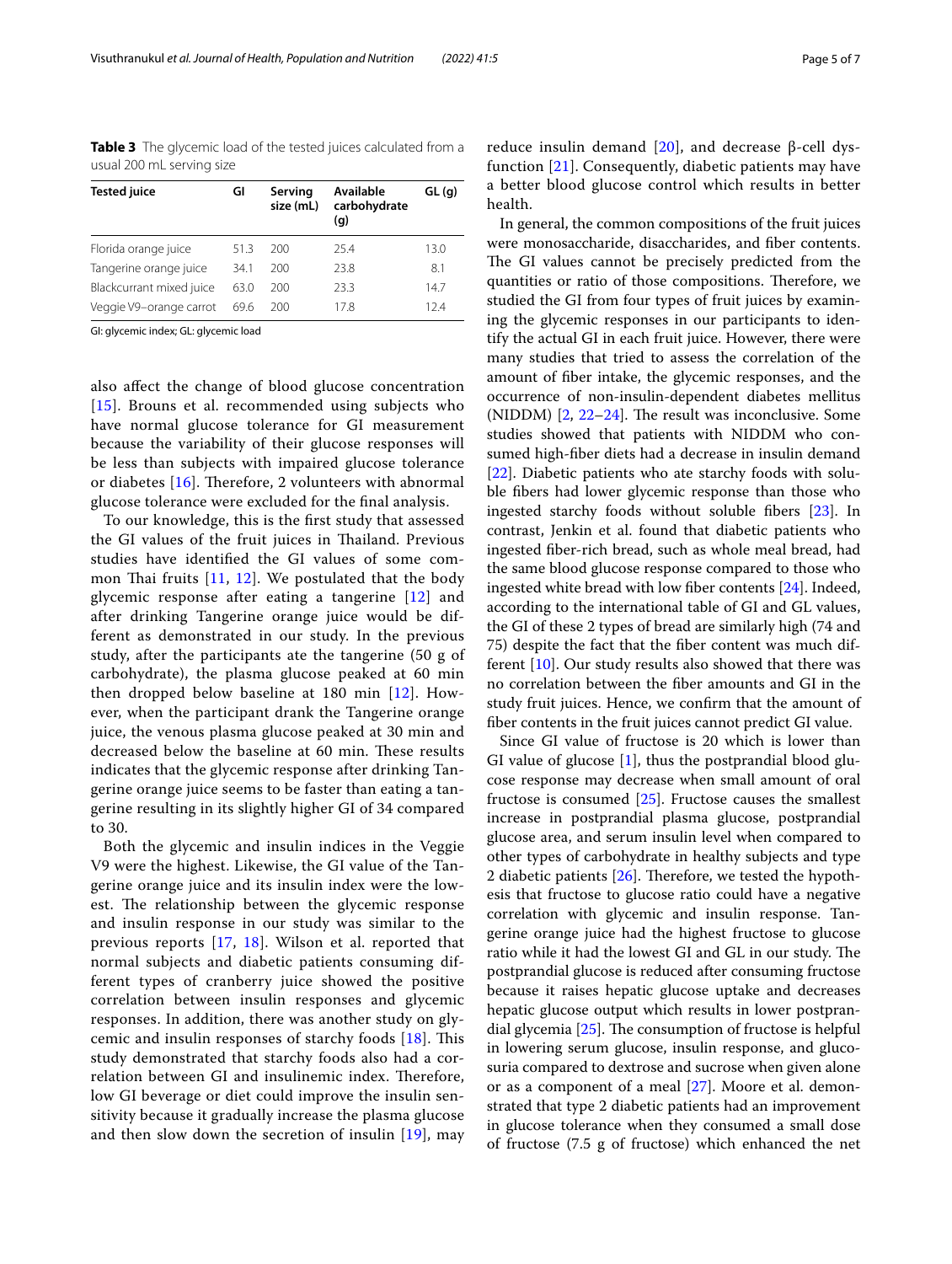**Table 3** The glycemic load of the tested juices calculated from a usual 200 mL serving size

| Tested juice | GI | Serving size (mL) | Available carbohydrate (g) | GL (g) |
|---|---|---|---|---|
| Florida orange juice | 51.3 | 200 | 25.4 | 13.0 |
| Tangerine orange juice | 34.1 | 200 | 23.8 | 8.1 |
| Blackcurrant mixed juice | 63.0 | 200 | 23.3 | 14.7 |
| Veggie V9–orange carrot | 69.6 | 200 | 17.8 | 12.4 |

GI: glycemic index; GL: glycemic load

also affect the change of blood glucose concentration [15]. Brouns et al. recommended using subjects who have normal glucose tolerance for GI measurement because the variability of their glucose responses will be less than subjects with impaired glucose tolerance or diabetes [16]. Therefore, 2 volunteers with abnormal glucose tolerance were excluded for the final analysis.

To our knowledge, this is the first study that assessed the GI values of the fruit juices in Thailand. Previous studies have identified the GI values of some common Thai fruits [11, 12]. We postulated that the body glycemic response after eating a tangerine [12] and after drinking Tangerine orange juice would be different as demonstrated in our study. In the previous study, after the participants ate the tangerine (50 g of carbohydrate), the plasma glucose peaked at 60 min then dropped below baseline at 180 min [12]. However, when the participant drank the Tangerine orange juice, the venous plasma glucose peaked at 30 min and decreased below the baseline at 60 min. These results indicates that the glycemic response after drinking Tangerine orange juice seems to be faster than eating a tangerine resulting in its slightly higher GI of 34 compared to 30.

Both the glycemic and insulin indices in the Veggie V9 were the highest. Likewise, the GI value of the Tangerine orange juice and its insulin index were the lowest. The relationship between the glycemic response and insulin response in our study was similar to the previous reports [17, 18]. Wilson et al. reported that normal subjects and diabetic patients consuming different types of cranberry juice showed the positive correlation between insulin responses and glycemic responses. In addition, there was another study on glycemic and insulin responses of starchy foods [18]. This study demonstrated that starchy foods also had a correlation between GI and insulinemic index. Therefore, low GI beverage or diet could improve the insulin sensitivity because it gradually increase the plasma glucose and then slow down the secretion of insulin [19], may reduce insulin demand [20], and decrease β-cell dysfunction [21]. Consequently, diabetic patients may have a better blood glucose control which results in better health.

In general, the common compositions of the fruit juices were monosaccharide, disaccharides, and fiber contents. The GI values cannot be precisely predicted from the quantities or ratio of those compositions. Therefore, we studied the GI from four types of fruit juices by examining the glycemic responses in our participants to identify the actual GI in each fruit juice. However, there were many studies that tried to assess the correlation of the amount of fiber intake, the glycemic responses, and the occurrence of non-insulin-dependent diabetes mellitus (NIDDM) [2, 22–24]. The result was inconclusive. Some studies showed that patients with NIDDM who consumed high-fiber diets had a decrease in insulin demand [22]. Diabetic patients who ate starchy foods with soluble fibers had lower glycemic response than those who ingested starchy foods without soluble fibers [23]. In contrast, Jenkin et al. found that diabetic patients who ingested fiber-rich bread, such as whole meal bread, had the same blood glucose response compared to those who ingested white bread with low fiber contents [24]. Indeed, according to the international table of GI and GL values, the GI of these 2 types of bread are similarly high (74 and 75) despite the fact that the fiber content was much different [10]. Our study results also showed that there was no correlation between the fiber amounts and GI in the study fruit juices. Hence, we confirm that the amount of fiber contents in the fruit juices cannot predict GI value.

Since GI value of fructose is 20 which is lower than GI value of glucose [1], thus the postprandial blood glucose response may decrease when small amount of oral fructose is consumed [25]. Fructose causes the smallest increase in postprandial plasma glucose, postprandial glucose area, and serum insulin level when compared to other types of carbohydrate in healthy subjects and type 2 diabetic patients [26]. Therefore, we tested the hypothesis that fructose to glucose ratio could have a negative correlation with glycemic and insulin response. Tangerine orange juice had the highest fructose to glucose ratio while it had the lowest GI and GL in our study. The postprandial glucose is reduced after consuming fructose because it raises hepatic glucose uptake and decreases hepatic glucose output which results in lower postprandial glycemia [25]. The consumption of fructose is helpful in lowering serum glucose, insulin response, and glucosuria compared to dextrose and sucrose when given alone or as a component of a meal [27]. Moore et al. demonstrated that type 2 diabetic patients had an improvement in glucose tolerance when they consumed a small dose of fructose (7.5 g of fructose) which enhanced the net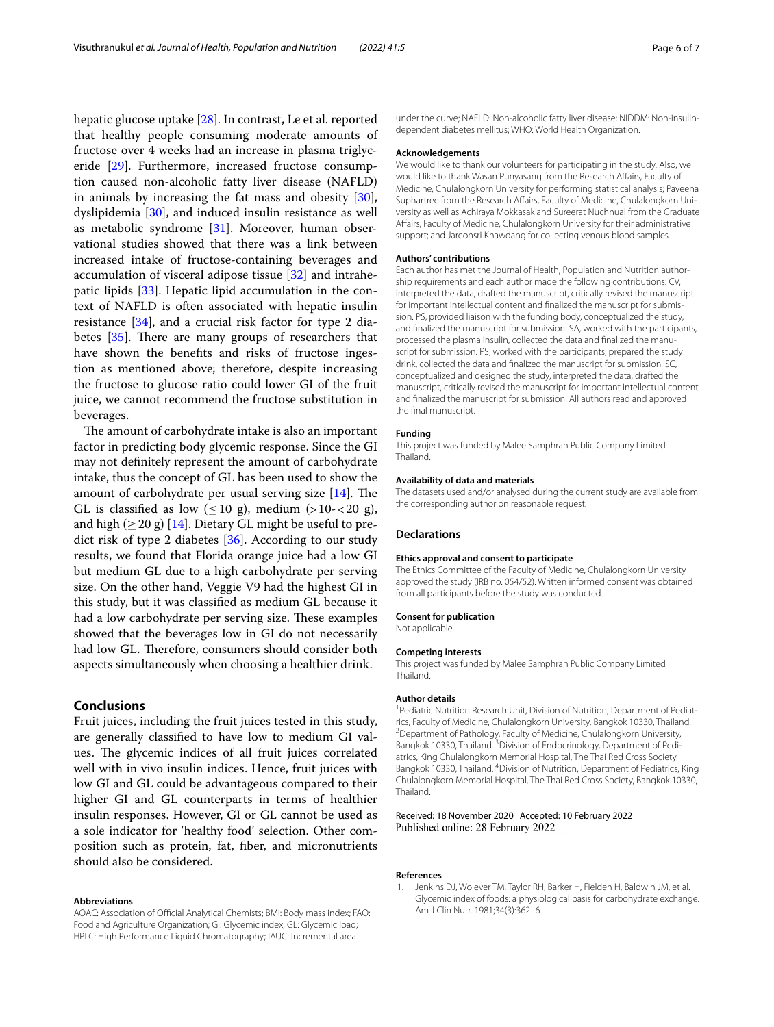hepatic glucose uptake [28]. In contrast, Le et al. reported that healthy people consuming moderate amounts of fructose over 4 weeks had an increase in plasma triglyceride [29]. Furthermore, increased fructose consumption caused non-alcoholic fatty liver disease (NAFLD) in animals by increasing the fat mass and obesity [30], dyslipidemia [30], and induced insulin resistance as well as metabolic syndrome [31]. Moreover, human observational studies showed that there was a link between increased intake of fructose-containing beverages and accumulation of visceral adipose tissue [32] and intrahepatic lipids [33]. Hepatic lipid accumulation in the context of NAFLD is often associated with hepatic insulin resistance [34], and a crucial risk factor for type 2 diabetes [35]. There are many groups of researchers that have shown the benefits and risks of fructose ingestion as mentioned above; therefore, despite increasing the fructose to glucose ratio could lower GI of the fruit juice, we cannot recommend the fructose substitution in beverages.

The amount of carbohydrate intake is also an important factor in predicting body glycemic response. Since the GI may not definitely represent the amount of carbohydrate intake, thus the concept of GL has been used to show the amount of carbohydrate per usual serving size [14]. The GL is classified as low ($\leq 10$ g), medium ($>10$- $<20$ g), and high ($\geq 20$ g) [14]. Dietary GL might be useful to predict risk of type 2 diabetes [36]. According to our study results, we found that Florida orange juice had a low GI but medium GL due to a high carbohydrate per serving size. On the other hand, Veggie V9 had the highest GI in this study, but it was classified as medium GL because it had a low carbohydrate per serving size. These examples showed that the beverages low in GI do not necessarily had low GL. Therefore, consumers should consider both aspects simultaneously when choosing a healthier drink.

## Conclusions

Fruit juices, including the fruit juices tested in this study, are generally classified to have low to medium GI values. The glycemic indices of all fruit juices correlated well with in vivo insulin indices. Hence, fruit juices with low GI and GL could be advantageous compared to their higher GI and GL counterparts in terms of healthier insulin responses. However, GI or GL cannot be used as a sole indicator for 'healthy food' selection. Other composition such as protein, fat, fiber, and micronutrients should also be considered.

#### Abbreviations

AOAC: Association of Official Analytical Chemists; BMI: Body mass index; FAO: Food and Agriculture Organization; GI: Glycemic index; GL: Glycemic load; HPLC: High Performance Liquid Chromatography; IAUC: Incremental area under the curve; NAFLD: Non-alcoholic fatty liver disease; NIDDM: Non-insulin-dependent diabetes mellitus; WHO: World Health Organization.

#### Acknowledgements

We would like to thank our volunteers for participating in the study. Also, we would like to thank Wasan Punyasang from the Research Affairs, Faculty of Medicine, Chulalongkorn University for performing statistical analysis; Paveena Suphartree from the Research Affairs, Faculty of Medicine, Chulalongkorn University as well as Achiraya Mokkasak and Sureerat Nuchnual from the Graduate Affairs, Faculty of Medicine, Chulalongkorn University for their administrative support; and Jareonsri Khawdang for collecting venous blood samples.

#### Authors' contributions

Each author has met the Journal of Health, Population and Nutrition authorship requirements and each author made the following contributions: CV, interpreted the data, drafted the manuscript, critically revised the manuscript for important intellectual content and finalized the manuscript for submission. PS, provided liaison with the funding body, conceptualized the study, and finalized the manuscript for submission. SA, worked with the participants, processed the plasma insulin, collected the data and finalized the manuscript for submission. PS, worked with the participants, prepared the study drink, collected the data and finalized the manuscript for submission. SC, conceptualized and designed the study, interpreted the data, drafted the manuscript, critically revised the manuscript for important intellectual content and finalized the manuscript for submission. All authors read and approved the final manuscript.

#### Funding

This project was funded by Malee Samphran Public Company Limited Thailand.

#### Availability of data and materials

The datasets used and/or analysed during the current study are available from the corresponding author on reasonable request.

### Declarations

#### Ethics approval and consent to participate

The Ethics Committee of the Faculty of Medicine, Chulalongkorn University approved the study (IRB no. 054/52). Written informed consent was obtained from all participants before the study was conducted.

#### Consent for publication

Not applicable.

#### Competing interests

This project was funded by Malee Samphran Public Company Limited Thailand.

#### Author details

[1]Pediatric Nutrition Research Unit, Division of Nutrition, Department of Pediatrics, Faculty of Medicine, Chulalongkorn University, Bangkok 10330, Thailand. [2]Department of Pathology, Faculty of Medicine, Chulalongkorn University, Bangkok 10330, Thailand. [3]Division of Endocrinology, Department of Pediatrics, King Chulalongkorn Memorial Hospital, The Thai Red Cross Society, Bangkok 10330, Thailand. [4]Division of Nutrition, Department of Pediatrics, King Chulalongkorn Memorial Hospital, The Thai Red Cross Society, Bangkok 10330, Thailand.

Received: 18 November 2020 Accepted: 10 February 2022
Published online: 28 February 2022

#### References

1. Jenkins DJ, Wolever TM, Taylor RH, Barker H, Fielden H, Baldwin JM, et al. Glycemic index of foods: a physiological basis for carbohydrate exchange. Am J Clin Nutr. 1981;34(3):362–6.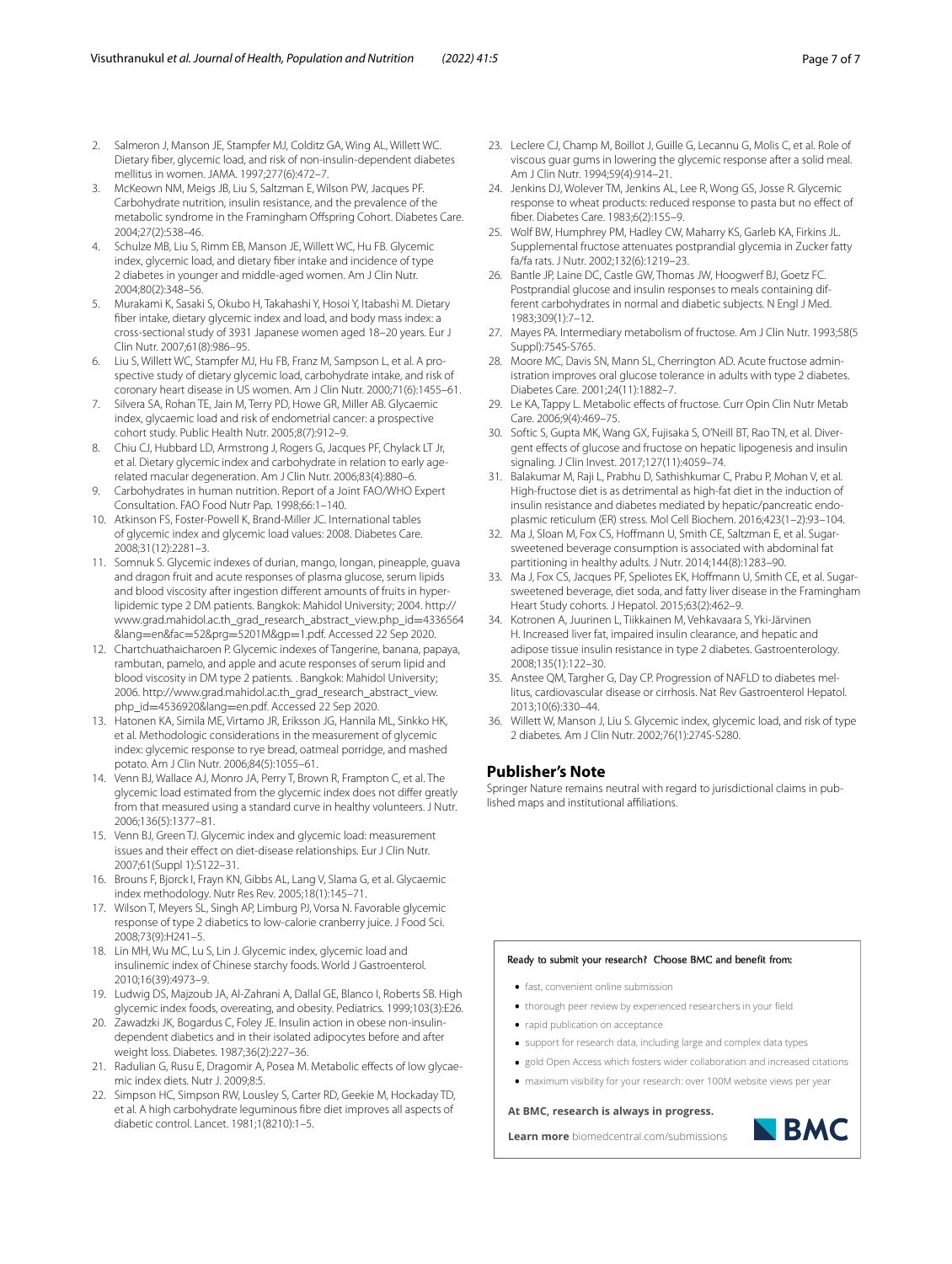2. Salmeron J, Manson JE, Stampfer MJ, Colditz GA, Wing AL, Willett WC. Dietary fiber, glycemic load, and risk of non-insulin-dependent diabetes mellitus in women. JAMA. 1997;277(6):472–7.
3. McKeown NM, Meigs JB, Liu S, Saltzman E, Wilson PW, Jacques PF. Carbohydrate nutrition, insulin resistance, and the prevalence of the metabolic syndrome in the Framingham Offspring Cohort. Diabetes Care. 2004;27(2):538–46.
4. Schulze MB, Liu S, Rimm EB, Manson JE, Willett WC, Hu FB. Glycemic index, glycemic load, and dietary fiber intake and incidence of type 2 diabetes in younger and middle-aged women. Am J Clin Nutr. 2004;80(2):348–56.
5. Murakami K, Sasaki S, Okubo H, Takahashi Y, Hosoi Y, Itabashi M. Dietary fiber intake, dietary glycemic index and load, and body mass index: a cross-sectional study of 3931 Japanese women aged 18–20 years. Eur J Clin Nutr. 2007;61(8):986–95.
6. Liu S, Willett WC, Stampfer MJ, Hu FB, Franz M, Sampson L, et al. A prospective study of dietary glycemic load, carbohydrate intake, and risk of coronary heart disease in US women. Am J Clin Nutr. 2000;71(6):1455–61.
7. Silvera SA, Rohan TE, Jain M, Terry PD, Howe GR, Miller AB. Glycaemic index, glycaemic load and risk of endometrial cancer: a prospective cohort study. Public Health Nutr. 2005;8(7):912–9.
8. Chiu CJ, Hubbard LD, Armstrong J, Rogers G, Jacques PF, Chylack LT Jr, et al. Dietary glycemic index and carbohydrate in relation to early age-related macular degeneration. Am J Clin Nutr. 2006;83(4):880–6.
9. Carbohydrates in human nutrition. Report of a Joint FAO/WHO Expert Consultation. FAO Food Nutr Pap. 1998;66:1–140.
10. Atkinson FS, Foster-Powell K, Brand-Miller JC. International tables of glycemic index and glycemic load values: 2008. Diabetes Care. 2008;31(12):2281–3.
11. Somnuk S. Glycemic indexes of durian, mango, longan, pineapple, guava and dragon fruit and acute responses of plasma glucose, serum lipids and blood viscosity after ingestion different amounts of fruits in hyperlipidemic type 2 DM patients. Bangkok: Mahidol University; 2004. http://www.grad.mahidol.ac.th_grad_research_abstract_view.php_id=4336564&lang=en&fac=52&prg=5201M&gp=1.pdf. Accessed 22 Sep 2020.
12. Chartchuathaicharoen P. Glycemic indexes of Tangerine, banana, papaya, rambutan, pamelo, and apple and acute responses of serum lipid and blood viscosity in DM type 2 patients. . Bangkok: Mahidol University; 2006. http://www.grad.mahidol.ac.th_grad_research_abstract_view.php_id=4536920&lang=en.pdf. Accessed 22 Sep 2020.
13. Hatonen KA, Simila ME, Virtamo JR, Eriksson JG, Hannila ML, Sinkko HK, et al. Methodologic considerations in the measurement of glycemic index: glycemic response to rye bread, oatmeal porridge, and mashed potato. Am J Clin Nutr. 2006;84(5):1055–61.
14. Venn BJ, Wallace AJ, Monro JA, Perry T, Brown R, Frampton C, et al. The glycemic load estimated from the glycemic index does not differ greatly from that measured using a standard curve in healthy volunteers. J Nutr. 2006;136(5):1377–81.
15. Venn BJ, Green TJ. Glycemic index and glycemic load: measurement issues and their effect on diet-disease relationships. Eur J Clin Nutr. 2007;61(Suppl 1):S122–31.
16. Brouns F, Bjorck I, Frayn KN, Gibbs AL, Lang V, Slama G, et al. Glycaemic index methodology. Nutr Res Rev. 2005;18(1):145–71.
17. Wilson T, Meyers SL, Singh AP, Limburg PJ, Vorsa N. Favorable glycemic response of type 2 diabetics to low-calorie cranberry juice. J Food Sci. 2008;73(9):H241–5.
18. Lin MH, Wu MC, Lu S, Lin J. Glycemic index, glycemic load and insulinemic index of Chinese starchy foods. World J Gastroenterol. 2010;16(39):4973–9.
19. Ludwig DS, Majzoub JA, Al-Zahrani A, Dallal GE, Blanco I, Roberts SB. High glycemic index foods, overeating, and obesity. Pediatrics. 1999;103(3):E26.
20. Zawadzki JK, Bogardus C, Foley JE. Insulin action in obese non-insulin-dependent diabetics and in their isolated adipocytes before and after weight loss. Diabetes. 1987;36(2):227–36.
21. Radulian G, Rusu E, Dragomir A, Posea M. Metabolic effects of low glycaemic index diets. Nutr J. 2009;8:5.
22. Simpson HC, Simpson RW, Lousley S, Carter RD, Geekie M, Hockaday TD, et al. A high carbohydrate leguminous fibre diet improves all aspects of diabetic control. Lancet. 1981;1(8210):1–5.
23. Leclere CJ, Champ M, Boillot J, Guille G, Lecannu G, Molis C, et al. Role of viscous guar gums in lowering the glycemic response after a solid meal. Am J Clin Nutr. 1994;59(4):914–21.
24. Jenkins DJ, Wolever TM, Jenkins AL, Lee R, Wong GS, Josse R. Glycemic response to wheat products: reduced response to pasta but no effect of fiber. Diabetes Care. 1983;6(2):155–9.
25. Wolf BW, Humphrey PM, Hadley CW, Maharry KS, Garleb KA, Firkins JL. Supplemental fructose attenuates postprandial glycemia in Zucker fatty fa/fa rats. J Nutr. 2002;132(6):1219–23.
26. Bantle JP, Laine DC, Castle GW, Thomas JW, Hoogwerf BJ, Goetz FC. Postprandial glucose and insulin responses to meals containing different carbohydrates in normal and diabetic subjects. N Engl J Med. 1983;309(1):7–12.
27. Mayes PA. Intermediary metabolism of fructose. Am J Clin Nutr. 1993;58(5 Suppl):754S-S765.
28. Moore MC, Davis SN, Mann SL, Cherrington AD. Acute fructose administration improves oral glucose tolerance in adults with type 2 diabetes. Diabetes Care. 2001;24(11):1882–7.
29. Le KA, Tappy L. Metabolic effects of fructose. Curr Opin Clin Nutr Metab Care. 2006;9(4):469–75.
30. Softic S, Gupta MK, Wang GX, Fujisaka S, O'Neill BT, Rao TN, et al. Divergent effects of glucose and fructose on hepatic lipogenesis and insulin signaling. J Clin Invest. 2017;127(11):4059–74.
31. Balakumar M, Raji L, Prabhu D, Sathishkumar C, Prabu P, Mohan V, et al. High-fructose diet is as detrimental as high-fat diet in the induction of insulin resistance and diabetes mediated by hepatic/pancreatic endoplasmic reticulum (ER) stress. Mol Cell Biochem. 2016;423(1–2):93–104.
32. Ma J, Sloan M, Fox CS, Hoffmann U, Smith CE, Saltzman E, et al. Sugar-sweetened beverage consumption is associated with abdominal fat partitioning in healthy adults. J Nutr. 2014;144(8):1283–90.
33. Ma J, Fox CS, Jacques PF, Speliotes EK, Hoffmann U, Smith CE, et al. Sugar-sweetened beverage, diet soda, and fatty liver disease in the Framingham Heart Study cohorts. J Hepatol. 2015;63(2):462–9.
34. Kotronen A, Juurinen L, Tiikkainen M, Vehkavaara S, Yki-Järvinen H. Increased liver fat, impaired insulin clearance, and hepatic and adipose tissue insulin resistance in type 2 diabetes. Gastroenterology. 2008;135(1):122–30.
35. Anstee QM, Targher G, Day CP. Progression of NAFLD to diabetes mellitus, cardiovascular disease or cirrhosis. Nat Rev Gastroenterol Hepatol. 2013;10(6):330–44.
36. Willett W, Manson J, Liu S. Glycemic index, glycemic load, and risk of type 2 diabetes. Am J Clin Nutr. 2002;76(1):274S-S280.

## Publisher's Note

Springer Nature remains neutral with regard to jurisdictional claims in published maps and institutional affiliations.

Ready to submit your research? Choose BMC and benefit from:

- fast, convenient online submission
- thorough peer review by experienced researchers in your field
- rapid publication on acceptance
- support for research data, including large and complex data types
- gold Open Access which fosters wider collaboration and increased citations
- maximum visibility for your research: over 100M website views per year

**At BMC, research is always in progress.**

**Learn more** biomedcentral.com/submissions

BMC